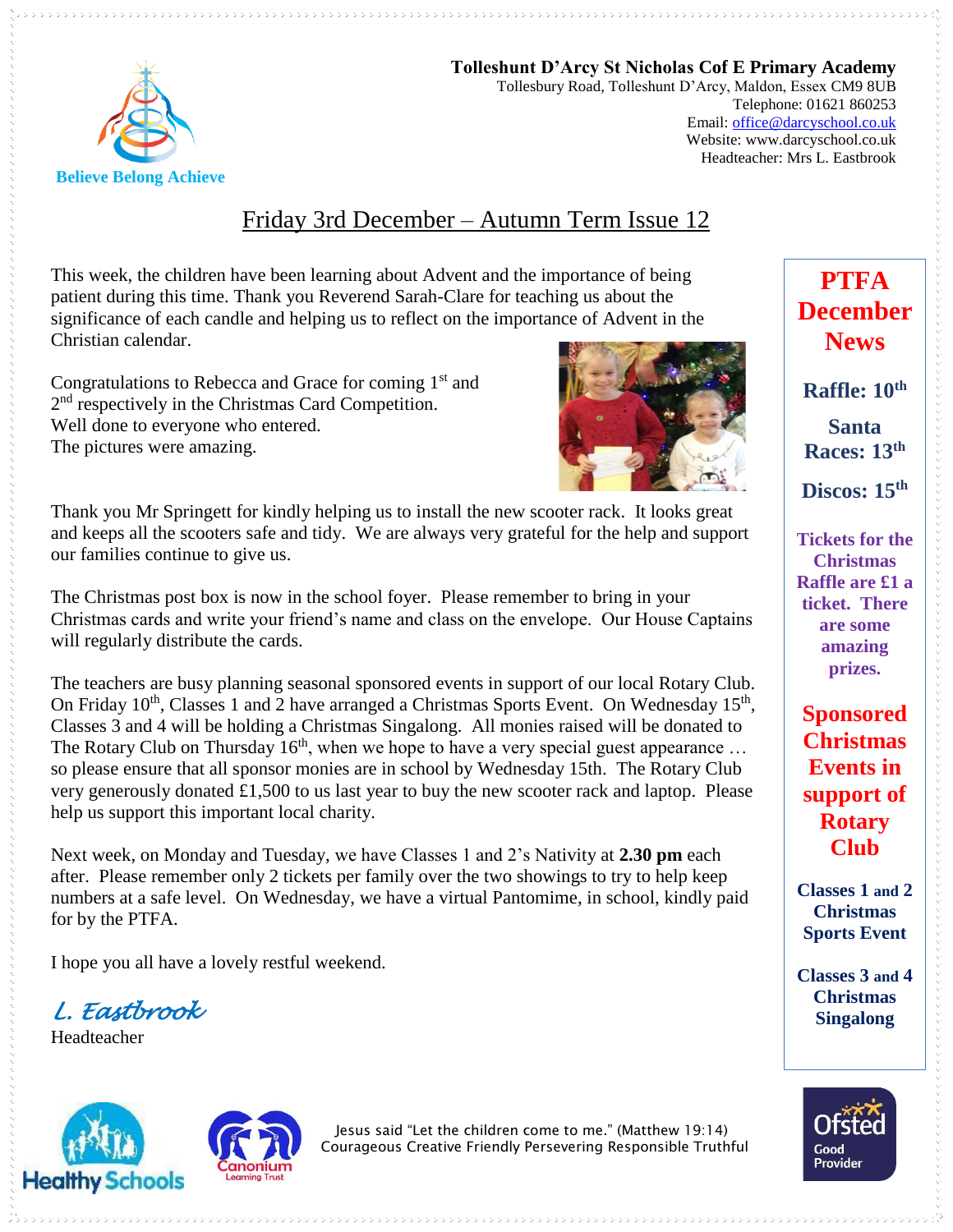**Tolleshunt D'Arcy St Nicholas Cof E Primary Academy**
Tollesbury Road, Tolleshunt D'Arcy, Maldon, Essex CM9 8UB
Telephone: 01621 860253
Email: office@darcyschool.co.uk
Website: www.darcyschool.co.uk
Headteacher: Mrs L. Eastbrook

Believe Belong Achieve

## Friday 3rd December – Autumn Term Issue 12

This week, the children have been learning about Advent and the importance of being patient during this time. Thank you Reverend Sarah-Clare for teaching us about the significance of each candle and helping us to reflect on the importance of Advent in the Christian calendar.

Congratulations to Rebecca and Grace for coming 1st and 2nd respectively in the Christmas Card Competition. Well done to everyone who entered. The pictures were amazing.

Thank you Mr Springett for kindly helping us to install the new scooter rack. It looks great and keeps all the scooters safe and tidy. We are always very grateful for the help and support our families continue to give us.

The Christmas post box is now in the school foyer. Please remember to bring in your Christmas cards and write your friend's name and class on the envelope. Our House Captains will regularly distribute the cards.

The teachers are busy planning seasonal sponsored events in support of our local Rotary Club. On Friday 10th, Classes 1 and 2 have arranged a Christmas Sports Event. On Wednesday 15th, Classes 3 and 4 will be holding a Christmas Singalong. All monies raised will be donated to The Rotary Club on Thursday 16th, when we hope to have a very special guest appearance … so please ensure that all sponsor monies are in school by Wednesday 15th. The Rotary Club very generously donated £1,500 to us last year to buy the new scooter rack and laptop. Please help us support this important local charity.

Next week, on Monday and Tuesday, we have Classes 1 and 2's Nativity at **2.30 pm** each after. Please remember only 2 tickets per family over the two showings to try to help keep numbers at a safe level. On Wednesday, we have a virtual Pantomime, in school, kindly paid for by the PTFA.

I hope you all have a lovely restful weekend.

*L. Eastbrook*
Headteacher

## PTFA December News

**Raffle: 10th**

**Santa Races: 13th**

**Discos: 15th**

**Tickets for the Christmas Raffle are £1 a ticket. There are some amazing prizes.**

## Sponsored Christmas Events in support of Rotary Club

**Classes 1 and 2 Christmas Sports Event**

**Classes 3 and 4 Christmas Singalong**

Jesus said "Let the children come to me." (Matthew 19:14)
Courageous Creative Friendly Persevering Responsible Truthful

Healthy Schools
Canonium Learning Trust
Ofsted Good Provider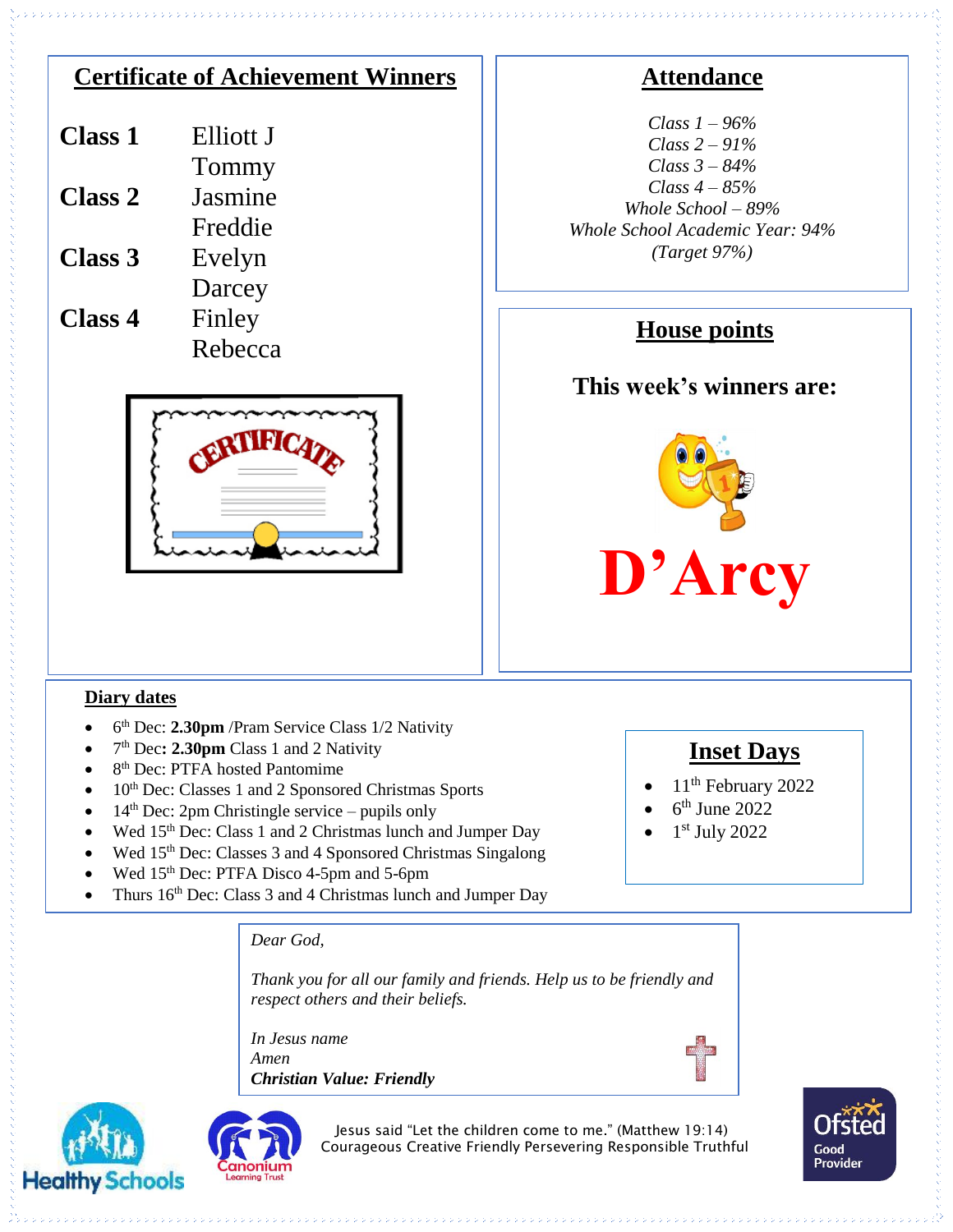## Certificate of Achievement Winners

**Class 1** Elliott J, Tommy

**Class 2** Jasmine, Freddie

**Class 3** Evelyn, Darcey

**Class 4** Finley, Rebecca

## Attendance

*Class 1 – 96%*
*Class 2 – 91%*
*Class 3 – 84%*
*Class 4 – 85%*
*Whole School – 89%*
*Whole School Academic Year: 94%*
*(Target 97%)*

## House points

**This week's winners are:**

**D'Arcy**

## Diary dates

- 6th Dec: **2.30pm** /Pram Service Class 1/2 Nativity
- 7th Dec**: 2.30pm** Class 1 and 2 Nativity
- 8th Dec: PTFA hosted Pantomime
- 10th Dec: Classes 1 and 2 Sponsored Christmas Sports
- 14th Dec: 2pm Christingle service – pupils only
- Wed 15th Dec: Class 1 and 2 Christmas lunch and Jumper Day
- Wed 15th Dec: Classes 3 and 4 Sponsored Christmas Singalong
- Wed 15th Dec: PTFA Disco 4-5pm and 5-6pm
- Thurs 16th Dec: Class 3 and 4 Christmas lunch and Jumper Day

## Inset Days

- 11th February 2022
- 6th June 2022
- 1st July 2022

*Dear God,*

*Thank you for all our family and friends. Help us to be friendly and respect others and their beliefs.*

*In Jesus name*
*Amen*
***Christian Value: Friendly***

Healthy Schools

Canonium Learning Trust

Jesus said "Let the children come to me." (Matthew 19:14)
Courageous Creative Friendly Persevering Responsible Truthful

Ofsted Good Provider